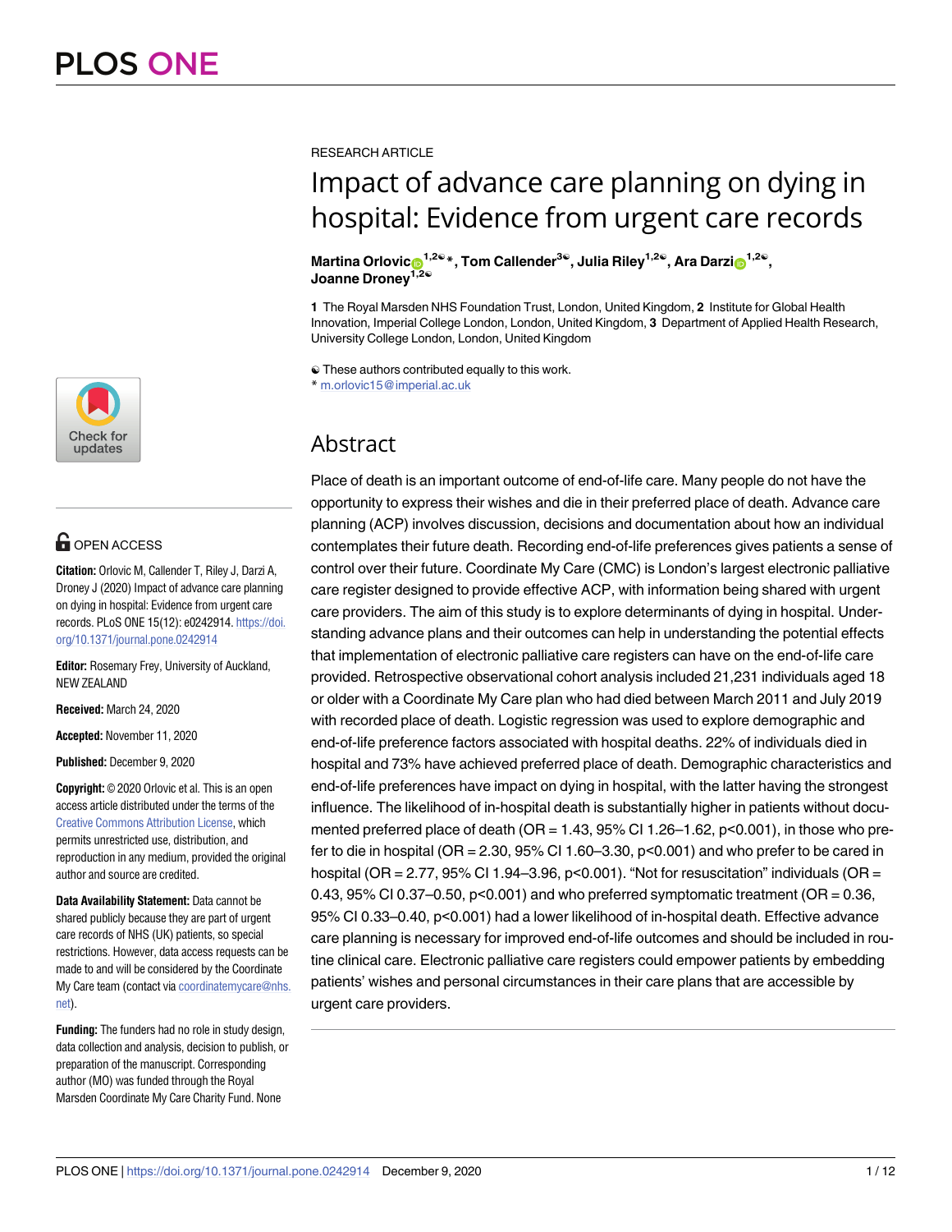RESEARCH ARTICLE

# Impact of advance care planning on dying in hospital: Evidence from urgent care records

**Martina Orlovic**[1,2☯]*, **Tom Callender**[3☯], **Julia Riley**[1,2☯], **Ara Darzi**[1,2☯], **Joanne Droney**[1,2☯]

**1** The Royal Marsden NHS Foundation Trust, London, United Kingdom, **2** Institute for Global Health Innovation, Imperial College London, London, United Kingdom, **3** Department of Applied Health Research, University College London, London, United Kingdom

☯ These authors contributed equally to this work.
* m.orlovic15@imperial.ac.uk

## Abstract

Place of death is an important outcome of end-of-life care. Many people do not have the opportunity to express their wishes and die in their preferred place of death. Advance care planning (ACP) involves discussion, decisions and documentation about how an individual contemplates their future death. Recording end-of-life preferences gives patients a sense of control over their future. Coordinate My Care (CMC) is London's largest electronic palliative care register designed to provide effective ACP, with information being shared with urgent care providers. The aim of this study is to explore determinants of dying in hospital. Understanding advance plans and their outcomes can help in understanding the potential effects that implementation of electronic palliative care registers can have on the end-of-life care provided. Retrospective observational cohort analysis included 21,231 individuals aged 18 or older with a Coordinate My Care plan who had died between March 2011 and July 2019 with recorded place of death. Logistic regression was used to explore demographic and end-of-life preference factors associated with hospital deaths. 22% of individuals died in hospital and 73% have achieved preferred place of death. Demographic characteristics and end-of-life preferences have impact on dying in hospital, with the latter having the strongest influence. The likelihood of in-hospital death is substantially higher in patients without documented preferred place of death (OR = 1.43, 95% CI 1.26–1.62, p<0.001), in those who prefer to die in hospital (OR = 2.30, 95% CI 1.60–3.30, p<0.001) and who prefer to be cared in hospital (OR = 2.77, 95% CI 1.94–3.96, p<0.001). "Not for resuscitation" individuals (OR = 0.43, 95% CI 0.37–0.50, p<0.001) and who preferred symptomatic treatment (OR = 0.36, 95% CI 0.33–0.40, p<0.001) had a lower likelihood of in-hospital death. Effective advance care planning is necessary for improved end-of-life outcomes and should be included in routine clinical care. Electronic palliative care registers could empower patients by embedding patients' wishes and personal circumstances in their care plans that are accessible by urgent care providers.

OPEN ACCESS

**Citation:** Orlovic M, Callender T, Riley J, Darzi A, Droney J (2020) Impact of advance care planning on dying in hospital: Evidence from urgent care records. PLoS ONE 15(12): e0242914. https://doi.org/10.1371/journal.pone.0242914

**Editor:** Rosemary Frey, University of Auckland, NEW ZEALAND

**Received:** March 24, 2020

**Accepted:** November 11, 2020

**Published:** December 9, 2020

**Copyright:** © 2020 Orlovic et al. This is an open access article distributed under the terms of the Creative Commons Attribution License, which permits unrestricted use, distribution, and reproduction in any medium, provided the original author and source are credited.

**Data Availability Statement:** Data cannot be shared publicly because they are part of urgent care records of NHS (UK) patients, so special restrictions. However, data access requests can be made to and will be considered by the Coordinate My Care team (contact via coordinatemycare@nhs.net).

**Funding:** The funders had no role in study design, data collection and analysis, decision to publish, or preparation of the manuscript. Corresponding author (MO) was funded through the Royal Marsden Coordinate My Care Charity Fund. None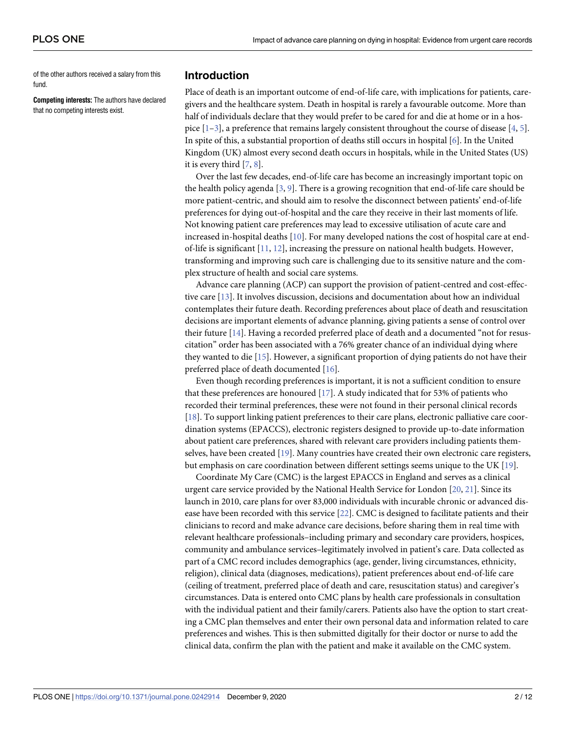of the other authors received a salary from this fund.

**Competing interests:** The authors have declared that no competing interests exist.

## Introduction

Place of death is an important outcome of end-of-life care, with implications for patients, caregivers and the healthcare system. Death in hospital is rarely a favourable outcome. More than half of individuals declare that they would prefer to be cared for and die at home or in a hospice [1–3], a preference that remains largely consistent throughout the course of disease [4, 5]. In spite of this, a substantial proportion of deaths still occurs in hospital [6]. In the United Kingdom (UK) almost every second death occurs in hospitals, while in the United States (US) it is every third [7, 8].

Over the last few decades, end-of-life care has become an increasingly important topic on the health policy agenda [3, 9]. There is a growing recognition that end-of-life care should be more patient-centric, and should aim to resolve the disconnect between patients' end-of-life preferences for dying out-of-hospital and the care they receive in their last moments of life. Not knowing patient care preferences may lead to excessive utilisation of acute care and increased in-hospital deaths [10]. For many developed nations the cost of hospital care at end-of-life is significant [11, 12], increasing the pressure on national health budgets. However, transforming and improving such care is challenging due to its sensitive nature and the complex structure of health and social care systems.

Advance care planning (ACP) can support the provision of patient-centred and cost-effective care [13]. It involves discussion, decisions and documentation about how an individual contemplates their future death. Recording preferences about place of death and resuscitation decisions are important elements of advance planning, giving patients a sense of control over their future [14]. Having a recorded preferred place of death and a documented "not for resuscitation" order has been associated with a 76% greater chance of an individual dying where they wanted to die [15]. However, a significant proportion of dying patients do not have their preferred place of death documented [16].

Even though recording preferences is important, it is not a sufficient condition to ensure that these preferences are honoured [17]. A study indicated that for 53% of patients who recorded their terminal preferences, these were not found in their personal clinical records [18]. To support linking patient preferences to their care plans, electronic palliative care coordination systems (EPACCS), electronic registers designed to provide up-to-date information about patient care preferences, shared with relevant care providers including patients themselves, have been created [19]. Many countries have created their own electronic care registers, but emphasis on care coordination between different settings seems unique to the UK [19].

Coordinate My Care (CMC) is the largest EPACCS in England and serves as a clinical urgent care service provided by the National Health Service for London [20, 21]. Since its launch in 2010, care plans for over 83,000 individuals with incurable chronic or advanced disease have been recorded with this service [22]. CMC is designed to facilitate patients and their clinicians to record and make advance care decisions, before sharing them in real time with relevant healthcare professionals–including primary and secondary care providers, hospices, community and ambulance services–legitimately involved in patient's care. Data collected as part of a CMC record includes demographics (age, gender, living circumstances, ethnicity, religion), clinical data (diagnoses, medications), patient preferences about end-of-life care (ceiling of treatment, preferred place of death and care, resuscitation status) and caregiver's circumstances. Data is entered onto CMC plans by health care professionals in consultation with the individual patient and their family/carers. Patients also have the option to start creating a CMC plan themselves and enter their own personal data and information related to care preferences and wishes. This is then submitted digitally for their doctor or nurse to add the clinical data, confirm the plan with the patient and make it available on the CMC system.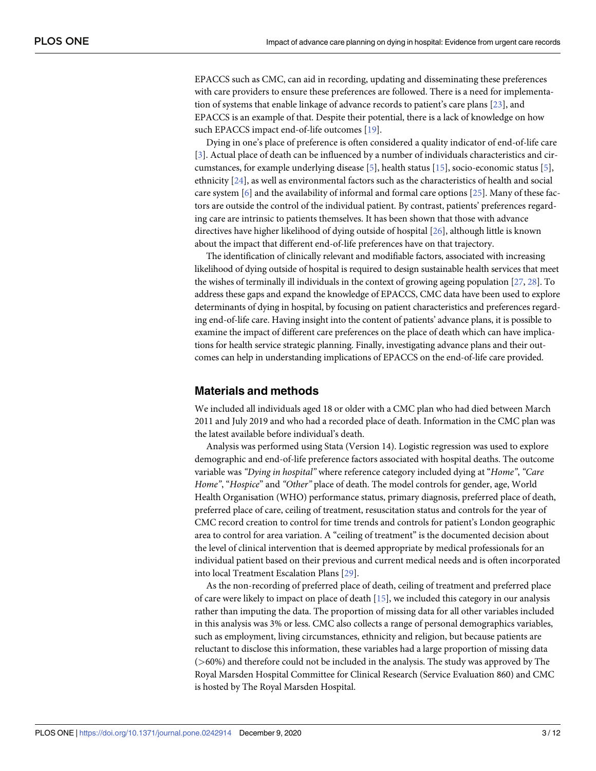EPACCS such as CMC, can aid in recording, updating and disseminating these preferences with care providers to ensure these preferences are followed. There is a need for implementation of systems that enable linkage of advance records to patient's care plans [23], and EPACCS is an example of that. Despite their potential, there is a lack of knowledge on how such EPACCS impact end-of-life outcomes [19].

Dying in one's place of preference is often considered a quality indicator of end-of-life care [3]. Actual place of death can be influenced by a number of individuals characteristics and circumstances, for example underlying disease [5], health status [15], socio-economic status [5], ethnicity [24], as well as environmental factors such as the characteristics of health and social care system [6] and the availability of informal and formal care options [25]. Many of these factors are outside the control of the individual patient. By contrast, patients' preferences regarding care are intrinsic to patients themselves. It has been shown that those with advance directives have higher likelihood of dying outside of hospital [26], although little is known about the impact that different end-of-life preferences have on that trajectory.

The identification of clinically relevant and modifiable factors, associated with increasing likelihood of dying outside of hospital is required to design sustainable health services that meet the wishes of terminally ill individuals in the context of growing ageing population [27, 28]. To address these gaps and expand the knowledge of EPACCS, CMC data have been used to explore determinants of dying in hospital, by focusing on patient characteristics and preferences regarding end-of-life care. Having insight into the content of patients' advance plans, it is possible to examine the impact of different care preferences on the place of death which can have implications for health service strategic planning. Finally, investigating advance plans and their outcomes can help in understanding implications of EPACCS on the end-of-life care provided.

## Materials and methods

We included all individuals aged 18 or older with a CMC plan who had died between March 2011 and July 2019 and who had a recorded place of death. Information in the CMC plan was the latest available before individual's death.

Analysis was performed using Stata (Version 14). Logistic regression was used to explore demographic and end-of-life preference factors associated with hospital deaths. The outcome variable was *"Dying in hospital"* where reference category included dying at "*Home"*, *"Care Home"*, "*Hospice*" and *"Other"* place of death. The model controls for gender, age, World Health Organisation (WHO) performance status, primary diagnosis, preferred place of death, preferred place of care, ceiling of treatment, resuscitation status and controls for the year of CMC record creation to control for time trends and controls for patient's London geographic area to control for area variation. A "ceiling of treatment" is the documented decision about the level of clinical intervention that is deemed appropriate by medical professionals for an individual patient based on their previous and current medical needs and is often incorporated into local Treatment Escalation Plans [29].

As the non-recording of preferred place of death, ceiling of treatment and preferred place of care were likely to impact on place of death [15], we included this category in our analysis rather than imputing the data. The proportion of missing data for all other variables included in this analysis was 3% or less. CMC also collects a range of personal demographics variables, such as employment, living circumstances, ethnicity and religion, but because patients are reluctant to disclose this information, these variables had a large proportion of missing data (>60%) and therefore could not be included in the analysis. The study was approved by The Royal Marsden Hospital Committee for Clinical Research (Service Evaluation 860) and CMC is hosted by The Royal Marsden Hospital.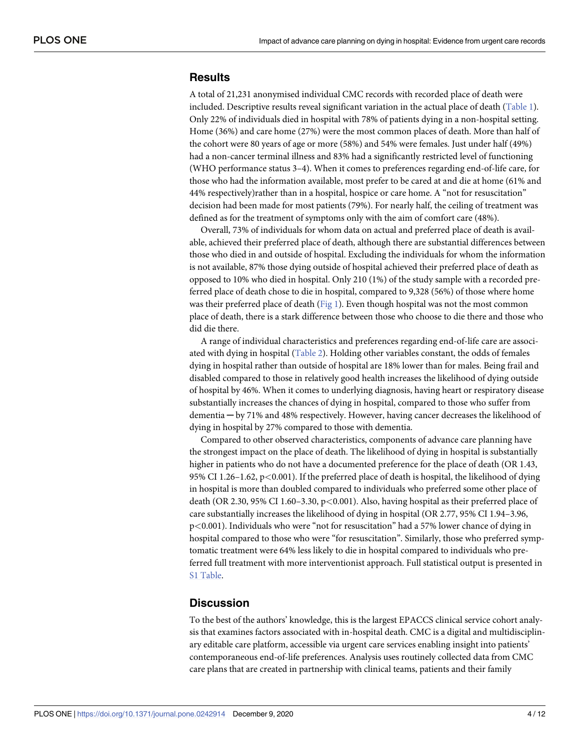## Results

A total of 21,231 anonymised individual CMC records with recorded place of death were included. Descriptive results reveal significant variation in the actual place of death (Table 1). Only 22% of individuals died in hospital with 78% of patients dying in a non-hospital setting. Home (36%) and care home (27%) were the most common places of death. More than half of the cohort were 80 years of age or more (58%) and 54% were females. Just under half (49%) had a non-cancer terminal illness and 83% had a significantly restricted level of functioning (WHO performance status 3–4). When it comes to preferences regarding end-of-life care, for those who had the information available, most prefer to be cared at and die at home (61% and 44% respectively)rather than in a hospital, hospice or care home. A "not for resuscitation" decision had been made for most patients (79%). For nearly half, the ceiling of treatment was defined as for the treatment of symptoms only with the aim of comfort care (48%).

Overall, 73% of individuals for whom data on actual and preferred place of death is available, achieved their preferred place of death, although there are substantial differences between those who died in and outside of hospital. Excluding the individuals for whom the information is not available, 87% those dying outside of hospital achieved their preferred place of death as opposed to 10% who died in hospital. Only 210 (1%) of the study sample with a recorded preferred place of death chose to die in hospital, compared to 9,328 (56%) of those where home was their preferred place of death (Fig 1). Even though hospital was not the most common place of death, there is a stark difference between those who choose to die there and those who did die there.

A range of individual characteristics and preferences regarding end-of-life care are associated with dying in hospital (Table 2). Holding other variables constant, the odds of females dying in hospital rather than outside of hospital are 18% lower than for males. Being frail and disabled compared to those in relatively good health increases the likelihood of dying outside of hospital by 46%. When it comes to underlying diagnosis, having heart or respiratory disease substantially increases the chances of dying in hospital, compared to those who suffer from dementia — by 71% and 48% respectively. However, having cancer decreases the likelihood of dying in hospital by 27% compared to those with dementia.

Compared to other observed characteristics, components of advance care planning have the strongest impact on the place of death. The likelihood of dying in hospital is substantially higher in patients who do not have a documented preference for the place of death (OR 1.43, 95% CI 1.26–1.62, $p<0.001$). If the preferred place of death is hospital, the likelihood of dying in hospital is more than doubled compared to individuals who preferred some other place of death (OR 2.30, 95% CI 1.60–3.30, $p<0.001$). Also, having hospital as their preferred place of care substantially increases the likelihood of dying in hospital (OR 2.77, 95% CI 1.94–3.96, $p<0.001$). Individuals who were "not for resuscitation" had a 57% lower chance of dying in hospital compared to those who were "for resuscitation". Similarly, those who preferred symptomatic treatment were 64% less likely to die in hospital compared to individuals who preferred full treatment with more interventionist approach. Full statistical output is presented in S1 Table.

## Discussion

To the best of the authors' knowledge, this is the largest EPACCS clinical service cohort analysis that examines factors associated with in-hospital death. CMC is a digital and multidisciplinary editable care platform, accessible via urgent care services enabling insight into patients' contemporaneous end-of-life preferences. Analysis uses routinely collected data from CMC care plans that are created in partnership with clinical teams, patients and their family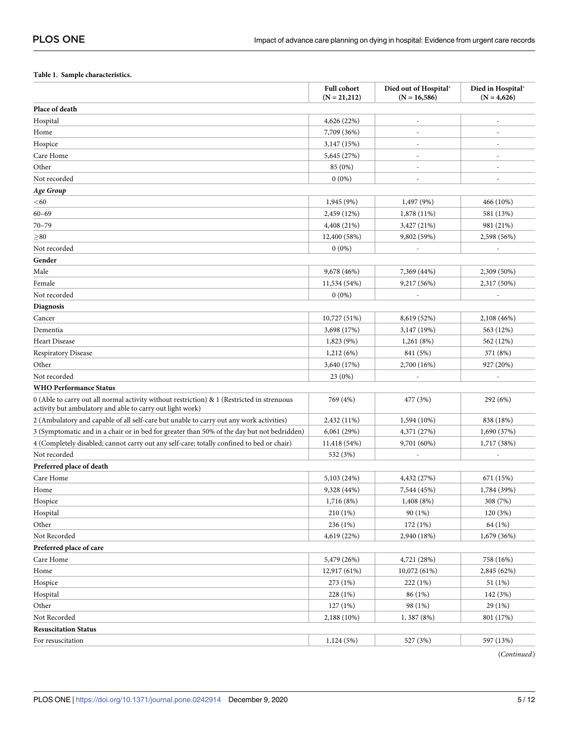**Table 1. Sample characteristics.**

| | Full cohort (N = 21,212) | Died out of Hospital* (N = 16,586) | Died in Hospital* (N = 4,626) |
|---|---|---|---|
| **Place of death** | | | |
| Hospital | 4,626 (22%) | - | - |
| Home | 7,709 (36%) | - | - |
| Hospice | 3,147 (15%) | - | - |
| Care Home | 5,645 (27%) | - | - |
| Other | 85 (0%) | - | - |
| Not recorded | 0 (0%) | - | - |
| ***Age Group*** | | | |
| <60 | 1,945 (9%) | 1,497 (9%) | 466 (10%) |
| 60–69 | 2,459 (12%) | 1,878 (11%) | 581 (13%) |
| 70–79 | 4,408 (21%) | 3,427 (21%) | 981 (21%) |
| ≥80 | 12,400 (58%) | 9,802 (59%) | 2,598 (56%) |
| Not recorded | 0 (0%) | - | - |
| **Gender** | | | |
| Male | 9,678 (46%) | 7,369 (44%) | 2,309 (50%) |
| Female | 11,534 (54%) | 9,217 (56%) | 2,317 (50%) |
| Not recorded | 0 (0%) | - | - |
| **Diagnosis** | | | |
| Cancer | 10,727 (51%) | 8,619 (52%) | 2,108 (46%) |
| Dementia | 3,698 (17%) | 3,147 (19%) | 563 (12%) |
| Heart Disease | 1,823 (9%) | 1,261 (8%) | 562 (12%) |
| Respiratory Disease | 1,212 (6%) | 841 (5%) | 371 (8%) |
| Other | 3,640 (17%) | 2,700 (16%) | 927 (20%) |
| Not recorded | 23 (0%) | - | - |
| **WHO Performance Status** | | | |
| 0 (Able to carry out all normal activity without restriction) & 1 (Restricted in strenuous activity but ambulatory and able to carry out light work) | 769 (4%) | 477 (3%) | 292 (6%) |
| 2 (Ambulatory and capable of all self-care but unable to carry out any work activities) | 2,432 (11%) | 1,594 (10%) | 838 (18%) |
| 3 (Symptomatic and in a chair or in bed for greater than 50% of the day but not bedridden) | 6,061 (29%) | 4,371 (27%) | 1,690 (37%) |
| 4 (Completely disabled; cannot carry out any self-care; totally confined to bed or chair) | 11,418 (54%) | 9,701 (60%) | 1,717 (38%) |
| Not recorded | 532 (3%) | - | - |
| **Preferred place of death** | | | |
| Care Home | 5,103 (24%) | 4,432 (27%) | 671 (15%) |
| Home | 9,328 (44%) | 7,544 (45%) | 1,784 (39%) |
| Hospice | 1,716 (8%) | 1,408 (8%) | 308 (7%) |
| Hospital | 210 (1%) | 90 (1%) | 120 (3%) |
| Other | 236 (1%) | 172 (1%) | 64 (1%) |
| Not Recorded | 4,619 (22%) | 2,940 (18%) | 1,679 (36%) |
| **Preferred place of care** | | | |
| Care Home | 5,479 (26%) | 4,721 (28%) | 758 (16%) |
| Home | 12,917 (61%) | 10,072 (61%) | 2,845 (62%) |
| Hospice | 273 (1%) | 222 (1%) | 51 (1%) |
| Hospital | 228 (1%) | 86 (1%) | 142 (3%) |
| Other | 127 (1%) | 98 (1%) | 29 (1%) |
| Not Recorded | 2,188 (10%) | 1, 387 (8%) | 801 (17%) |
| **Resuscitation Status** | | | |
| For resuscitation | 1,124 (5%) | 527 (3%) | 597 (13%) |

(*Continued*)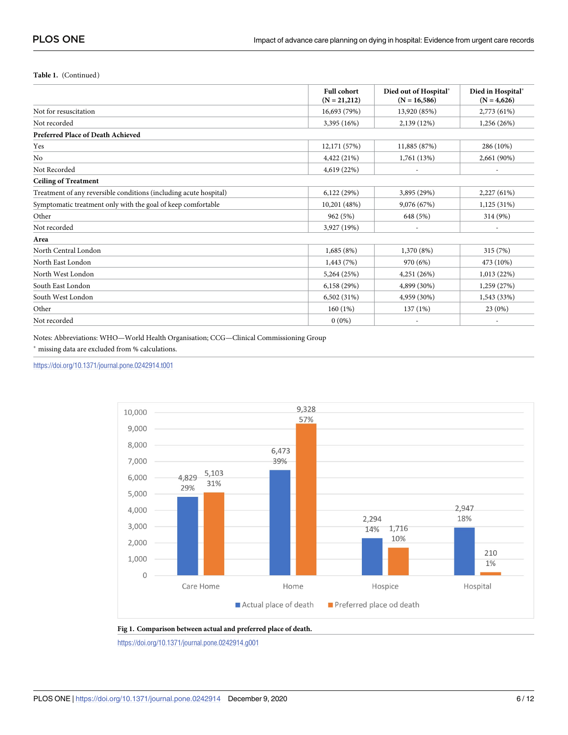**Table 1.** (Continued)

| | Full cohort (N = 21,212) | Died out of Hospital* (N = 16,586) | Died in Hospital* (N = 4,626) |
|---|---|---|---|
| Not for resuscitation | 16,693 (79%) | 13,920 (85%) | 2,773 (61%) |
| Not recorded | 3,395 (16%) | 2,139 (12%) | 1,256 (26%) |
| **Preferred Place of Death Achieved** | | | |
| Yes | 12,171 (57%) | 11,885 (87%) | 286 (10%) |
| No | 4,422 (21%) | 1,761 (13%) | 2,661 (90%) |
| Not Recorded | 4,619 (22%) | - | - |
| **Ceiling of Treatment** | | | |
| Treatment of any reversible conditions (including acute hospital) | 6,122 (29%) | 3,895 (29%) | 2,227 (61%) |
| Symptomatic treatment only with the goal of keep comfortable | 10,201 (48%) | 9,076 (67%) | 1,125 (31%) |
| Other | 962 (5%) | 648 (5%) | 314 (9%) |
| Not recorded | 3,927 (19%) | - | - |
| **Area** | | | |
| North Central London | 1,685 (8%) | 1,370 (8%) | 315 (7%) |
| North East London | 1,443 (7%) | 970 (6%) | 473 (10%) |
| North West London | 5,264 (25%) | 4,251 (26%) | 1,013 (22%) |
| South East London | 6,158 (29%) | 4,899 (30%) | 1,259 (27%) |
| South West London | 6,502 (31%) | 4,959 (30%) | 1,543 (33%) |
| Other | 160 (1%) | 137 (1%) | 23 (0%) |
| Not recorded | 0 (0%) | - | - |

Notes: Abbreviations: WHO—World Health Organisation; CCG—Clinical Commissioning Group

* missing data are excluded from % calculations.

https://doi.org/10.1371/journal.pone.0242914.t001

**Fig 1. Comparison between actual and preferred place of death.**

https://doi.org/10.1371/journal.pone.0242914.g001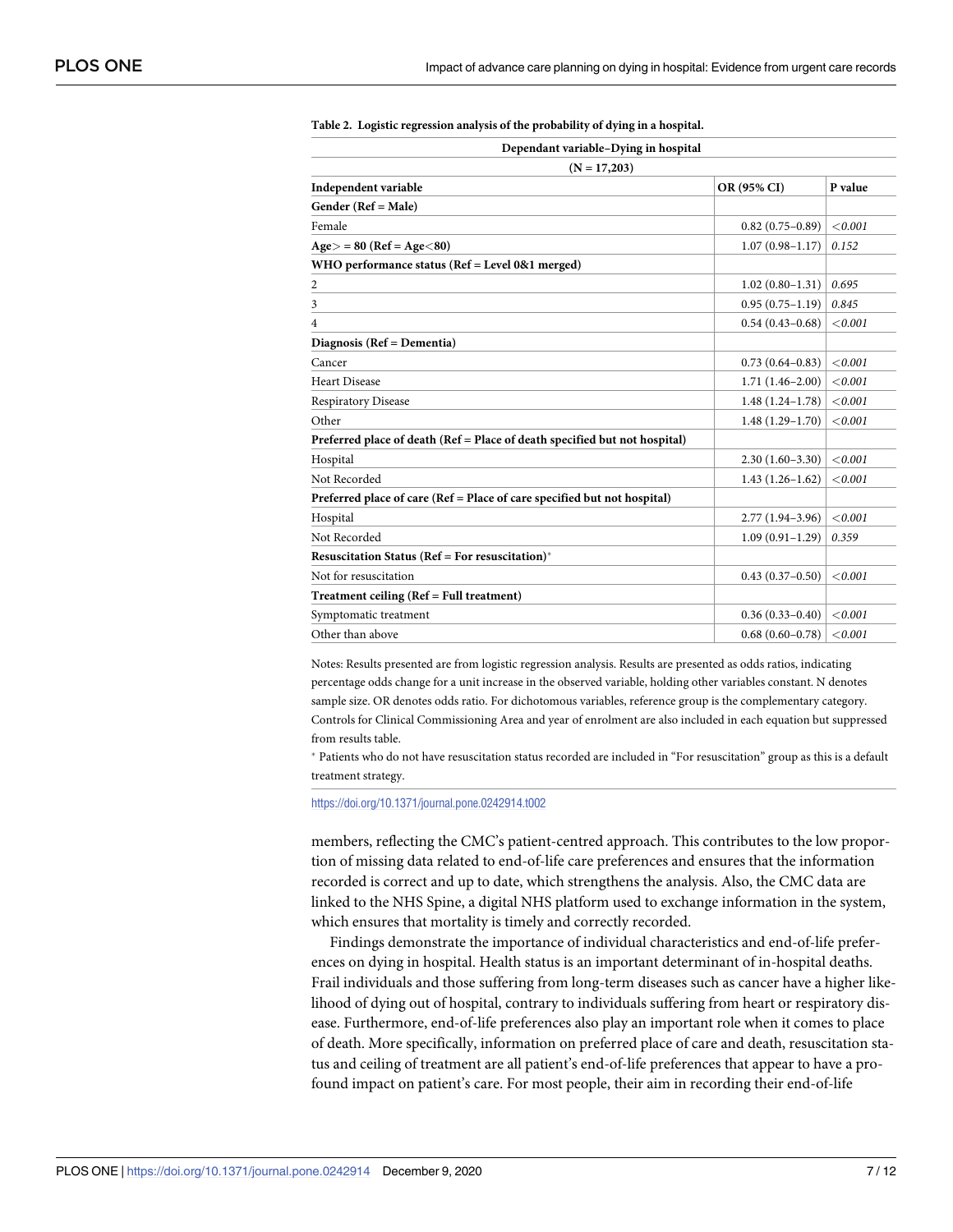**Table 2. Logistic regression analysis of the probability of dying in a hospital.**

| Dependant variable–Dying in hospital | | |
|---|---|---|
| (N = 17,203) | | |
| **Independent variable** | **OR (95% CI)** | **P value** |
| **Gender (Ref = Male)** | | |
| Female | 0.82 (0.75–0.89) | *<0.001* |
| **Age> = 80 (Ref = Age<80)** | 1.07 (0.98–1.17) | *0.152* |
| **WHO performance status (Ref = Level 0&1 merged)** | | |
| 2 | 1.02 (0.80–1.31) | *0.695* |
| 3 | 0.95 (0.75–1.19) | *0.845* |
| 4 | 0.54 (0.43–0.68) | *<0.001* |
| **Diagnosis (Ref = Dementia)** | | |
| Cancer | 0.73 (0.64–0.83) | *<0.001* |
| Heart Disease | 1.71 (1.46–2.00) | *<0.001* |
| Respiratory Disease | 1.48 (1.24–1.78) | *<0.001* |
| Other | 1.48 (1.29–1.70) | *<0.001* |
| **Preferred place of death (Ref = Place of death specified but not hospital)** | | |
| Hospital | 2.30 (1.60–3.30) | *<0.001* |
| Not Recorded | 1.43 (1.26–1.62) | *<0.001* |
| **Preferred place of care (Ref = Place of care specified but not hospital)** | | |
| Hospital | 2.77 (1.94–3.96) | *<0.001* |
| Not Recorded | 1.09 (0.91–1.29) | *0.359* |
| **Resuscitation Status (Ref = For resuscitation)*** | | |
| Not for resuscitation | 0.43 (0.37–0.50) | *<0.001* |
| **Treatment ceiling (Ref = Full treatment)** | | |
| Symptomatic treatment | 0.36 (0.33–0.40) | *<0.001* |
| Other than above | 0.68 (0.60–0.78) | *<0.001* |

Notes: Results presented are from logistic regression analysis. Results are presented as odds ratios, indicating percentage odds change for a unit increase in the observed variable, holding other variables constant. N denotes sample size. OR denotes odds ratio. For dichotomous variables, reference group is the complementary category. Controls for Clinical Commissioning Area and year of enrolment are also included in each equation but suppressed from results table.

* Patients who do not have resuscitation status recorded are included in "For resuscitation" group as this is a default treatment strategy.

https://doi.org/10.1371/journal.pone.0242914.t002

members, reflecting the CMC's patient-centred approach. This contributes to the low proportion of missing data related to end-of-life care preferences and ensures that the information recorded is correct and up to date, which strengthens the analysis. Also, the CMC data are linked to the NHS Spine, a digital NHS platform used to exchange information in the system, which ensures that mortality is timely and correctly recorded.

Findings demonstrate the importance of individual characteristics and end-of-life preferences on dying in hospital. Health status is an important determinant of in-hospital deaths. Frail individuals and those suffering from long-term diseases such as cancer have a higher likelihood of dying out of hospital, contrary to individuals suffering from heart or respiratory disease. Furthermore, end-of-life preferences also play an important role when it comes to place of death. More specifically, information on preferred place of care and death, resuscitation status and ceiling of treatment are all patient's end-of-life preferences that appear to have a profound impact on patient's care. For most people, their aim in recording their end-of-life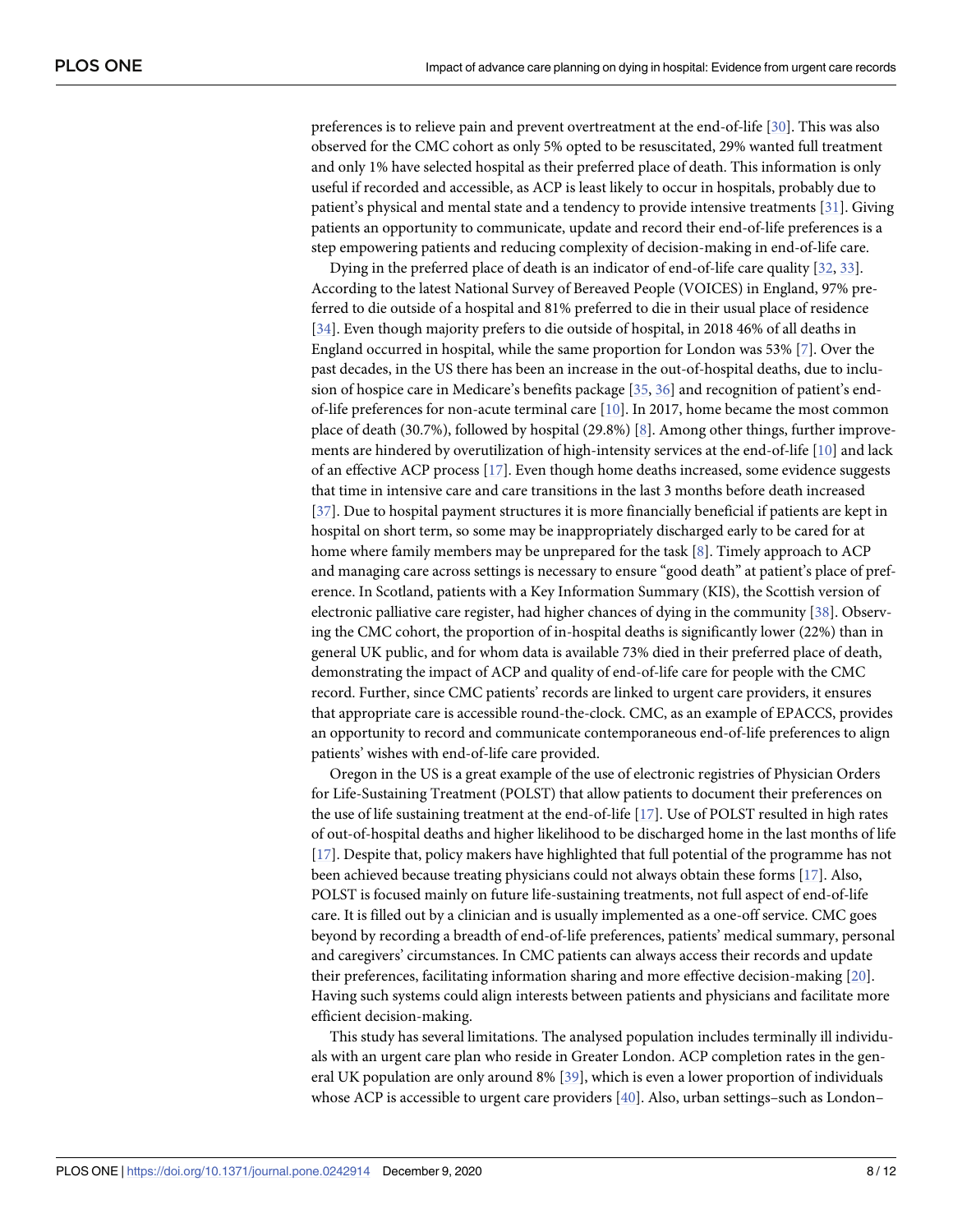preferences is to relieve pain and prevent overtreatment at the end-of-life [30]. This was also observed for the CMC cohort as only 5% opted to be resuscitated, 29% wanted full treatment and only 1% have selected hospital as their preferred place of death. This information is only useful if recorded and accessible, as ACP is least likely to occur in hospitals, probably due to patient's physical and mental state and a tendency to provide intensive treatments [31]. Giving patients an opportunity to communicate, update and record their end-of-life preferences is a step empowering patients and reducing complexity of decision-making in end-of-life care.

Dying in the preferred place of death is an indicator of end-of-life care quality [32, 33]. According to the latest National Survey of Bereaved People (VOICES) in England, 97% preferred to die outside of a hospital and 81% preferred to die in their usual place of residence [34]. Even though majority prefers to die outside of hospital, in 2018 46% of all deaths in England occurred in hospital, while the same proportion for London was 53% [7]. Over the past decades, in the US there has been an increase in the out-of-hospital deaths, due to inclusion of hospice care in Medicare's benefits package [35, 36] and recognition of patient's end-of-life preferences for non-acute terminal care [10]. In 2017, home became the most common place of death (30.7%), followed by hospital (29.8%) [8]. Among other things, further improvements are hindered by overutilization of high-intensity services at the end-of-life [10] and lack of an effective ACP process [17]. Even though home deaths increased, some evidence suggests that time in intensive care and care transitions in the last 3 months before death increased [37]. Due to hospital payment structures it is more financially beneficial if patients are kept in hospital on short term, so some may be inappropriately discharged early to be cared for at home where family members may be unprepared for the task [8]. Timely approach to ACP and managing care across settings is necessary to ensure "good death" at patient's place of preference. In Scotland, patients with a Key Information Summary (KIS), the Scottish version of electronic palliative care register, had higher chances of dying in the community [38]. Observing the CMC cohort, the proportion of in-hospital deaths is significantly lower (22%) than in general UK public, and for whom data is available 73% died in their preferred place of death, demonstrating the impact of ACP and quality of end-of-life care for people with the CMC record. Further, since CMC patients' records are linked to urgent care providers, it ensures that appropriate care is accessible round-the-clock. CMC, as an example of EPACCS, provides an opportunity to record and communicate contemporaneous end-of-life preferences to align patients' wishes with end-of-life care provided.

Oregon in the US is a great example of the use of electronic registries of Physician Orders for Life-Sustaining Treatment (POLST) that allow patients to document their preferences on the use of life sustaining treatment at the end-of-life [17]. Use of POLST resulted in high rates of out-of-hospital deaths and higher likelihood to be discharged home in the last months of life [17]. Despite that, policy makers have highlighted that full potential of the programme has not been achieved because treating physicians could not always obtain these forms [17]. Also, POLST is focused mainly on future life-sustaining treatments, not full aspect of end-of-life care. It is filled out by a clinician and is usually implemented as a one-off service. CMC goes beyond by recording a breadth of end-of-life preferences, patients' medical summary, personal and caregivers' circumstances. In CMC patients can always access their records and update their preferences, facilitating information sharing and more effective decision-making [20]. Having such systems could align interests between patients and physicians and facilitate more efficient decision-making.

This study has several limitations. The analysed population includes terminally ill individuals with an urgent care plan who reside in Greater London. ACP completion rates in the general UK population are only around 8% [39], which is even a lower proportion of individuals whose ACP is accessible to urgent care providers [40]. Also, urban settings–such as London–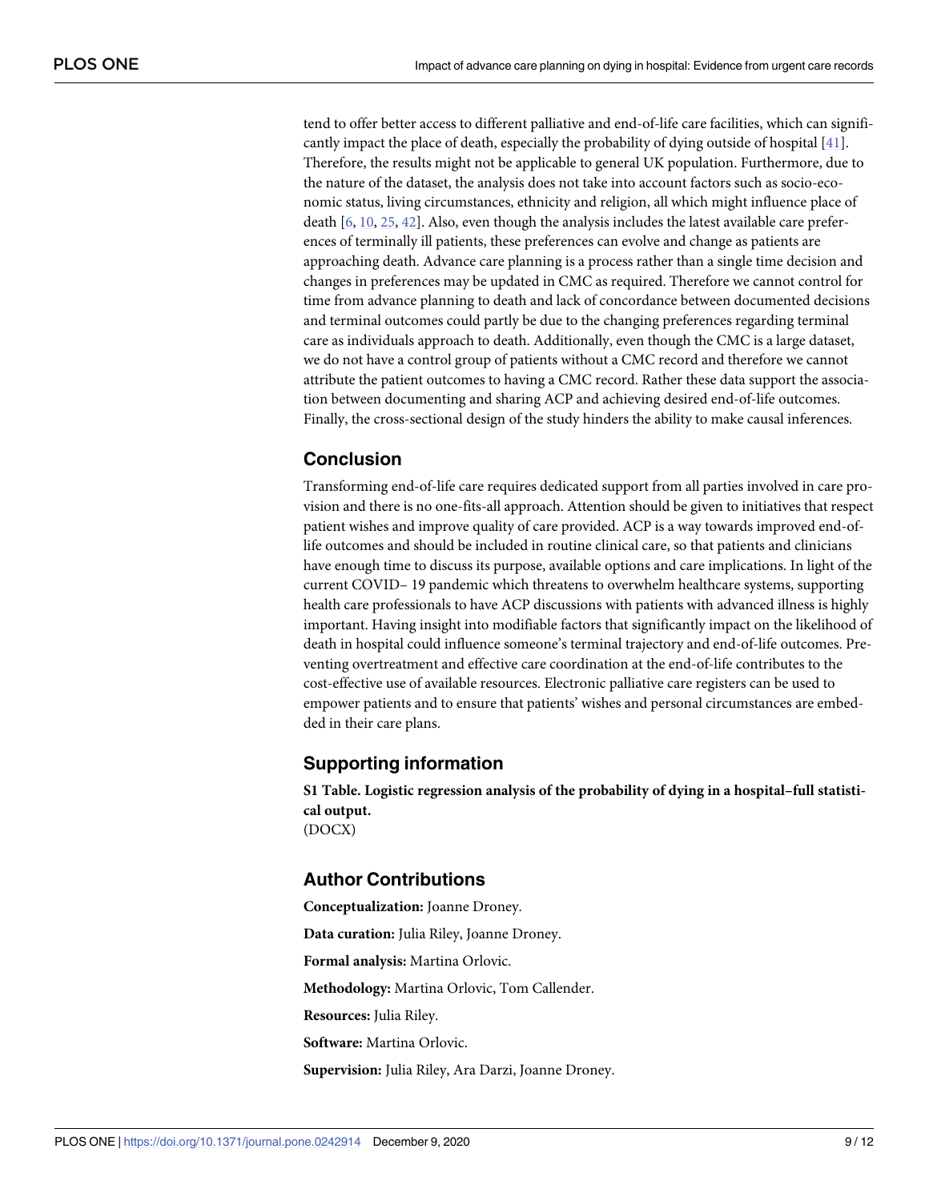tend to offer better access to different palliative and end-of-life care facilities, which can significantly impact the place of death, especially the probability of dying outside of hospital [41]. Therefore, the results might not be applicable to general UK population. Furthermore, due to the nature of the dataset, the analysis does not take into account factors such as socio-economic status, living circumstances, ethnicity and religion, all which might influence place of death [6, 10, 25, 42]. Also, even though the analysis includes the latest available care preferences of terminally ill patients, these preferences can evolve and change as patients are approaching death. Advance care planning is a process rather than a single time decision and changes in preferences may be updated in CMC as required. Therefore we cannot control for time from advance planning to death and lack of concordance between documented decisions and terminal outcomes could partly be due to the changing preferences regarding terminal care as individuals approach to death. Additionally, even though the CMC is a large dataset, we do not have a control group of patients without a CMC record and therefore we cannot attribute the patient outcomes to having a CMC record. Rather these data support the association between documenting and sharing ACP and achieving desired end-of-life outcomes. Finally, the cross-sectional design of the study hinders the ability to make causal inferences.

## Conclusion

Transforming end-of-life care requires dedicated support from all parties involved in care provision and there is no one-fits-all approach. Attention should be given to initiatives that respect patient wishes and improve quality of care provided. ACP is a way towards improved end-of-life outcomes and should be included in routine clinical care, so that patients and clinicians have enough time to discuss its purpose, available options and care implications. In light of the current COVID– 19 pandemic which threatens to overwhelm healthcare systems, supporting health care professionals to have ACP discussions with patients with advanced illness is highly important. Having insight into modifiable factors that significantly impact on the likelihood of death in hospital could influence someone's terminal trajectory and end-of-life outcomes. Preventing overtreatment and effective care coordination at the end-of-life contributes to the cost-effective use of available resources. Electronic palliative care registers can be used to empower patients and to ensure that patients' wishes and personal circumstances are embedded in their care plans.

## Supporting information

**S1 Table. Logistic regression analysis of the probability of dying in a hospital–full statistical output.**
(DOCX)

## Author Contributions

**Conceptualization:** Joanne Droney.

**Data curation:** Julia Riley, Joanne Droney.

**Formal analysis:** Martina Orlovic.

**Methodology:** Martina Orlovic, Tom Callender.

**Resources:** Julia Riley.

**Software:** Martina Orlovic.

**Supervision:** Julia Riley, Ara Darzi, Joanne Droney.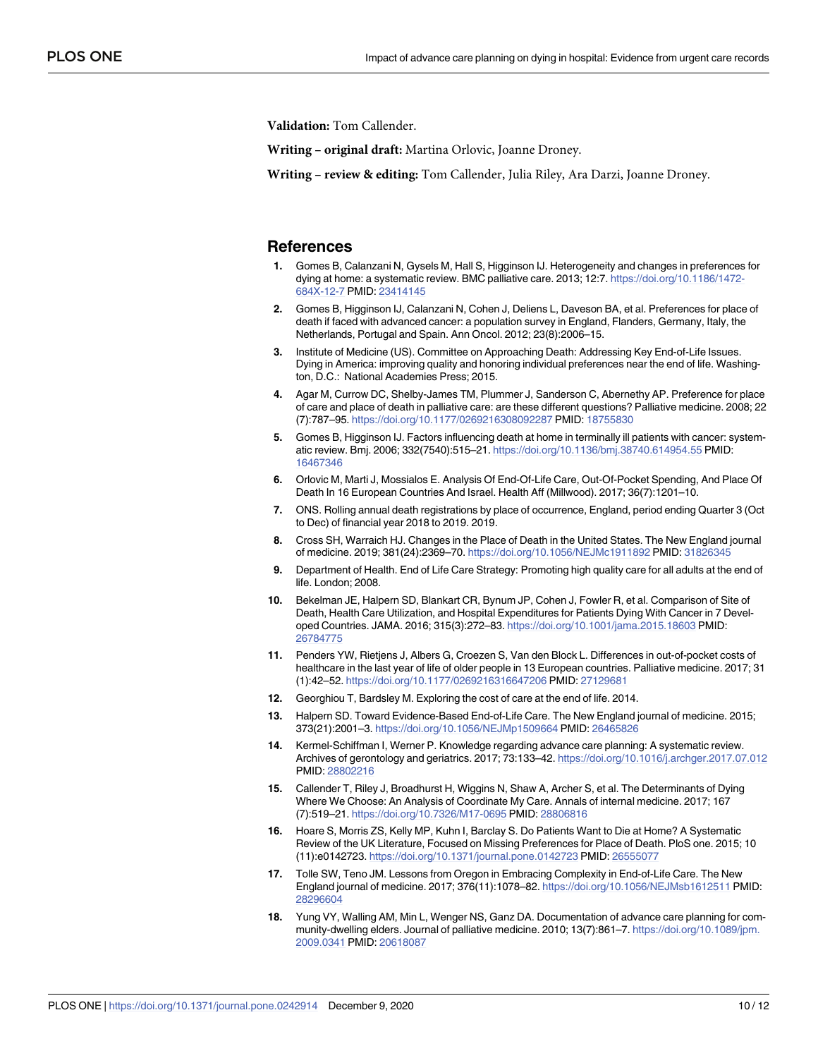**Validation:** Tom Callender.

**Writing – original draft:** Martina Orlovic, Joanne Droney.

**Writing – review & editing:** Tom Callender, Julia Riley, Ara Darzi, Joanne Droney.

## References

1. Gomes B, Calanzani N, Gysels M, Hall S, Higginson IJ. Heterogeneity and changes in preferences for dying at home: a systematic review. BMC palliative care. 2013; 12:7. https://doi.org/10.1186/1472-684X-12-7 PMID: 23414145
2. Gomes B, Higginson IJ, Calanzani N, Cohen J, Deliens L, Daveson BA, et al. Preferences for place of death if faced with advanced cancer: a population survey in England, Flanders, Germany, Italy, the Netherlands, Portugal and Spain. Ann Oncol. 2012; 23(8):2006–15.
3. Institute of Medicine (US). Committee on Approaching Death: Addressing Key End-of-Life Issues. Dying in America: improving quality and honoring individual preferences near the end of life. Washington, D.C.: National Academies Press; 2015.
4. Agar M, Currow DC, Shelby-James TM, Plummer J, Sanderson C, Abernethy AP. Preference for place of care and place of death in palliative care: are these different questions? Palliative medicine. 2008; 22(7):787–95. https://doi.org/10.1177/0269216308092287 PMID: 18755830
5. Gomes B, Higginson IJ. Factors influencing death at home in terminally ill patients with cancer: systematic review. Bmj. 2006; 332(7540):515–21. https://doi.org/10.1136/bmj.38740.614954.55 PMID: 16467346
6. Orlovic M, Marti J, Mossialos E. Analysis Of End-Of-Life Care, Out-Of-Pocket Spending, And Place Of Death In 16 European Countries And Israel. Health Aff (Millwood). 2017; 36(7):1201–10.
7. ONS. Rolling annual death registrations by place of occurrence, England, period ending Quarter 3 (Oct to Dec) of financial year 2018 to 2019. 2019.
8. Cross SH, Warraich HJ. Changes in the Place of Death in the United States. The New England journal of medicine. 2019; 381(24):2369–70. https://doi.org/10.1056/NEJMc1911892 PMID: 31826345
9. Department of Health. End of Life Care Strategy: Promoting high quality care for all adults at the end of life. London; 2008.
10. Bekelman JE, Halpern SD, Blankart CR, Bynum JP, Cohen J, Fowler R, et al. Comparison of Site of Death, Health Care Utilization, and Hospital Expenditures for Patients Dying With Cancer in 7 Developed Countries. JAMA. 2016; 315(3):272–83. https://doi.org/10.1001/jama.2015.18603 PMID: 26784775
11. Penders YW, Rietjens J, Albers G, Croezen S, Van den Block L. Differences in out-of-pocket costs of healthcare in the last year of life of older people in 13 European countries. Palliative medicine. 2017; 31(1):42–52. https://doi.org/10.1177/0269216316647206 PMID: 27129681
12. Georghiou T, Bardsley M. Exploring the cost of care at the end of life. 2014.
13. Halpern SD. Toward Evidence-Based End-of-Life Care. The New England journal of medicine. 2015; 373(21):2001–3. https://doi.org/10.1056/NEJMp1509664 PMID: 26465826
14. Kermel-Schiffman I, Werner P. Knowledge regarding advance care planning: A systematic review. Archives of gerontology and geriatrics. 2017; 73:133–42. https://doi.org/10.1016/j.archger.2017.07.012 PMID: 28802216
15. Callender T, Riley J, Broadhurst H, Wiggins N, Shaw A, Archer S, et al. The Determinants of Dying Where We Choose: An Analysis of Coordinate My Care. Annals of internal medicine. 2017; 167(7):519–21. https://doi.org/10.7326/M17-0695 PMID: 28806816
16. Hoare S, Morris ZS, Kelly MP, Kuhn I, Barclay S. Do Patients Want to Die at Home? A Systematic Review of the UK Literature, Focused on Missing Preferences for Place of Death. PloS one. 2015; 10(11):e0142723. https://doi.org/10.1371/journal.pone.0142723 PMID: 26555077
17. Tolle SW, Teno JM. Lessons from Oregon in Embracing Complexity in End-of-Life Care. The New England journal of medicine. 2017; 376(11):1078–82. https://doi.org/10.1056/NEJMsb1612511 PMID: 28296604
18. Yung VY, Walling AM, Min L, Wenger NS, Ganz DA. Documentation of advance care planning for community-dwelling elders. Journal of palliative medicine. 2010; 13(7):861–7. https://doi.org/10.1089/jpm.2009.0341 PMID: 20618087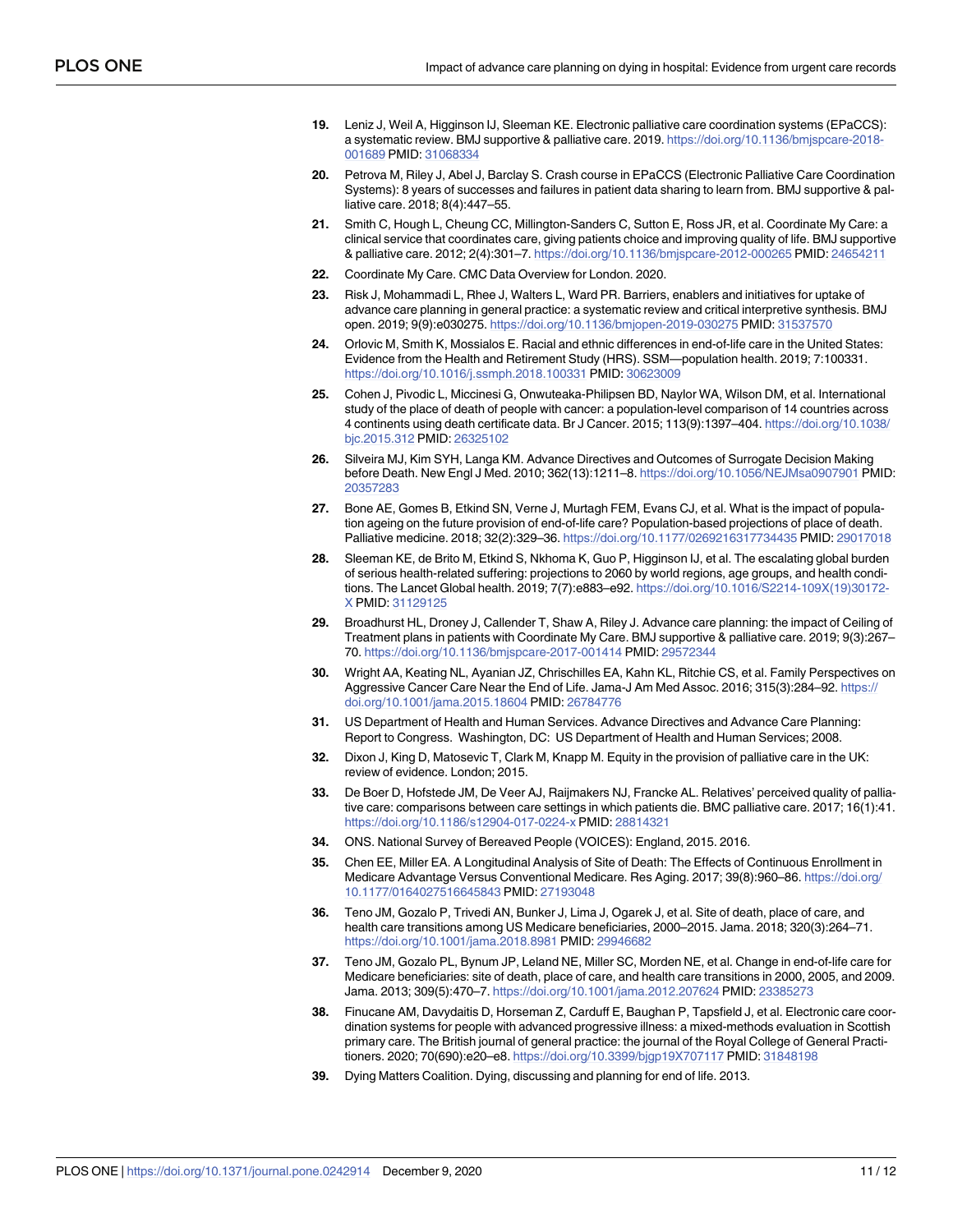19. Leniz J, Weil A, Higginson IJ, Sleeman KE. Electronic palliative care coordination systems (EPaCCS): a systematic review. BMJ supportive & palliative care. 2019. https://doi.org/10.1136/bmjspcare-2018-001689 PMID: 31068334

20. Petrova M, Riley J, Abel J, Barclay S. Crash course in EPaCCS (Electronic Palliative Care Coordination Systems): 8 years of successes and failures in patient data sharing to learn from. BMJ supportive & palliative care. 2018; 8(4):447–55.

21. Smith C, Hough L, Cheung CC, Millington-Sanders C, Sutton E, Ross JR, et al. Coordinate My Care: a clinical service that coordinates care, giving patients choice and improving quality of life. BMJ supportive & palliative care. 2012; 2(4):301–7. https://doi.org/10.1136/bmjspcare-2012-000265 PMID: 24654211

22. Coordinate My Care. CMC Data Overview for London. 2020.

23. Risk J, Mohammadi L, Rhee J, Walters L, Ward PR. Barriers, enablers and initiatives for uptake of advance care planning in general practice: a systematic review and critical interpretive synthesis. BMJ open. 2019; 9(9):e030275. https://doi.org/10.1136/bmjopen-2019-030275 PMID: 31537570

24. Orlovic M, Smith K, Mossialos E. Racial and ethnic differences in end-of-life care in the United States: Evidence from the Health and Retirement Study (HRS). SSM—population health. 2019; 7:100331. https://doi.org/10.1016/j.ssmph.2018.100331 PMID: 30623009

25. Cohen J, Pivodic L, Miccinesi G, Onwuteaka-Philipsen BD, Naylor WA, Wilson DM, et al. International study of the place of death of people with cancer: a population-level comparison of 14 countries across 4 continents using death certificate data. Br J Cancer. 2015; 113(9):1397–404. https://doi.org/10.1038/bjc.2015.312 PMID: 26325102

26. Silveira MJ, Kim SYH, Langa KM. Advance Directives and Outcomes of Surrogate Decision Making before Death. New Engl J Med. 2010; 362(13):1211–8. https://doi.org/10.1056/NEJMsa0907901 PMID: 20357283

27. Bone AE, Gomes B, Etkind SN, Verne J, Murtagh FEM, Evans CJ, et al. What is the impact of population ageing on the future provision of end-of-life care? Population-based projections of place of death. Palliative medicine. 2018; 32(2):329–36. https://doi.org/10.1177/0269216317734435 PMID: 29017018

28. Sleeman KE, de Brito M, Etkind S, Nkhoma K, Guo P, Higginson IJ, et al. The escalating global burden of serious health-related suffering: projections to 2060 by world regions, age groups, and health conditions. The Lancet Global health. 2019; 7(7):e883–e92. https://doi.org/10.1016/S2214-109X(19)30172-X PMID: 31129125

29. Broadhurst HL, Droney J, Callender T, Shaw A, Riley J. Advance care planning: the impact of Ceiling of Treatment plans in patients with Coordinate My Care. BMJ supportive & palliative care. 2019; 9(3):267–70. https://doi.org/10.1136/bmjspcare-2017-001414 PMID: 29572344

30. Wright AA, Keating NL, Ayanian JZ, Chrischilles EA, Kahn KL, Ritchie CS, et al. Family Perspectives on Aggressive Cancer Care Near the End of Life. Jama-J Am Med Assoc. 2016; 315(3):284–92. https://doi.org/10.1001/jama.2015.18604 PMID: 26784776

31. US Department of Health and Human Services. Advance Directives and Advance Care Planning: Report to Congress. Washington, DC: US Department of Health and Human Services; 2008.

32. Dixon J, King D, Matosevic T, Clark M, Knapp M. Equity in the provision of palliative care in the UK: review of evidence. London; 2015.

33. De Boer D, Hofstede JM, De Veer AJ, Raijmakers NJ, Francke AL. Relatives' perceived quality of palliative care: comparisons between care settings in which patients die. BMC palliative care. 2017; 16(1):41. https://doi.org/10.1186/s12904-017-0224-x PMID: 28814321

34. ONS. National Survey of Bereaved People (VOICES): England, 2015. 2016.

35. Chen EE, Miller EA. A Longitudinal Analysis of Site of Death: The Effects of Continuous Enrollment in Medicare Advantage Versus Conventional Medicare. Res Aging. 2017; 39(8):960–86. https://doi.org/10.1177/0164027516645843 PMID: 27193048

36. Teno JM, Gozalo P, Trivedi AN, Bunker J, Lima J, Ogarek J, et al. Site of death, place of care, and health care transitions among US Medicare beneficiaries, 2000–2015. Jama. 2018; 320(3):264–71. https://doi.org/10.1001/jama.2018.8981 PMID: 29946682

37. Teno JM, Gozalo PL, Bynum JP, Leland NE, Miller SC, Morden NE, et al. Change in end-of-life care for Medicare beneficiaries: site of death, place of care, and health care transitions in 2000, 2005, and 2009. Jama. 2013; 309(5):470–7. https://doi.org/10.1001/jama.2012.207624 PMID: 23385273

38. Finucane AM, Davydaitis D, Horseman Z, Carduff E, Baughan P, Tapsfield J, et al. Electronic care coordination systems for people with advanced progressive illness: a mixed-methods evaluation in Scottish primary care. The British journal of general practice: the journal of the Royal College of General Practitioners. 2020; 70(690):e20–e8. https://doi.org/10.3399/bjgp19X707117 PMID: 31848198

39. Dying Matters Coalition. Dying, discussing and planning for end of life. 2013.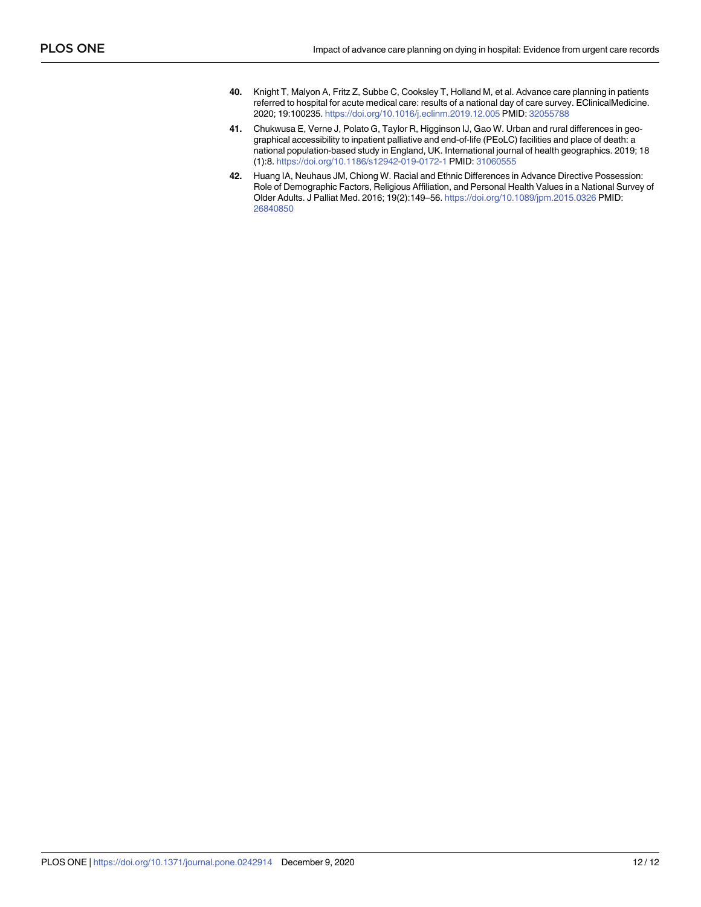40. Knight T, Malyon A, Fritz Z, Subbe C, Cooksley T, Holland M, et al. Advance care planning in patients referred to hospital for acute medical care: results of a national day of care survey. EClinicalMedicine. 2020; 19:100235. https://doi.org/10.1016/j.eclinm.2019.12.005 PMID: 32055788

41. Chukwusa E, Verne J, Polato G, Taylor R, Higginson IJ, Gao W. Urban and rural differences in geographical accessibility to inpatient palliative and end-of-life (PEoLC) facilities and place of death: a national population-based study in England, UK. International journal of health geographics. 2019; 18 (1):8. https://doi.org/10.1186/s12942-019-0172-1 PMID: 31060555

42. Huang IA, Neuhaus JM, Chiong W. Racial and Ethnic Differences in Advance Directive Possession: Role of Demographic Factors, Religious Affiliation, and Personal Health Values in a National Survey of Older Adults. J Palliat Med. 2016; 19(2):149–56. https://doi.org/10.1089/jpm.2015.0326 PMID: 26840850